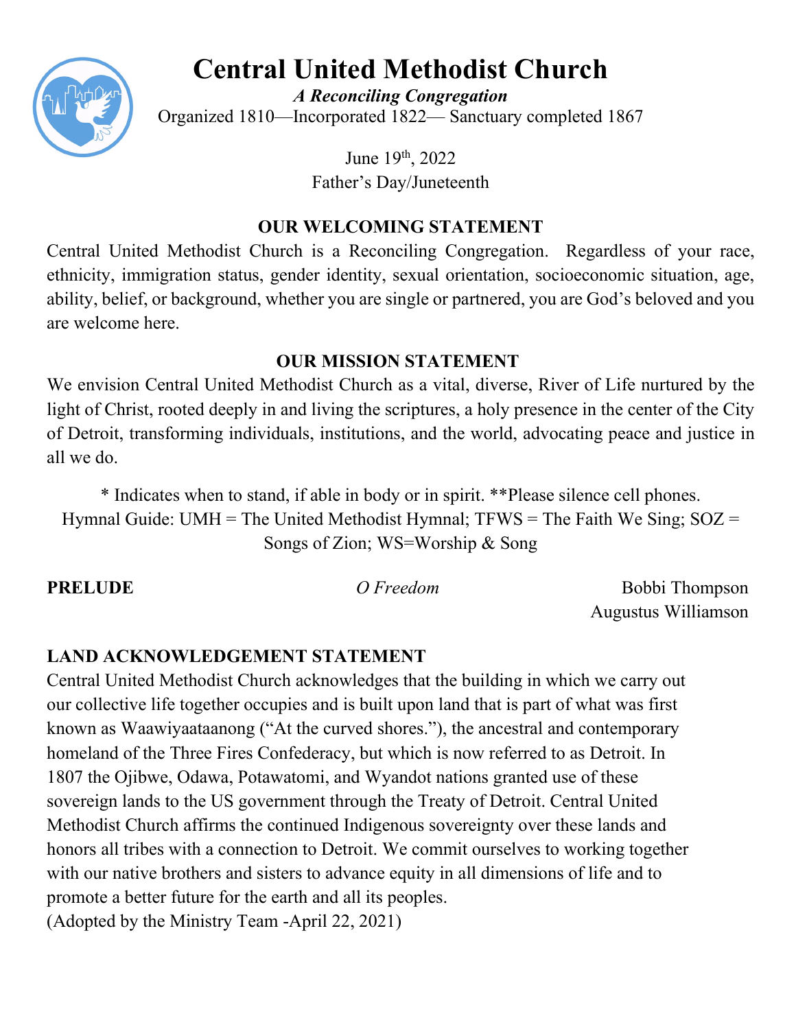# Central United Methodist Church

***A Reconciling Congregation***

Organized 1810—Incorporated 1822— Sanctuary completed 1867

June 19th, 2022
Father's Day/Juneteenth

## OUR WELCOMING STATEMENT

Central United Methodist Church is a Reconciling Congregation. Regardless of your race, ethnicity, immigration status, gender identity, sexual orientation, socioeconomic situation, age, ability, belief, or background, whether you are single or partnered, you are God's beloved and you are welcome here.

## OUR MISSION STATEMENT

We envision Central United Methodist Church as a vital, diverse, River of Life nurtured by the light of Christ, rooted deeply in and living the scriptures, a holy presence in the center of the City of Detroit, transforming individuals, institutions, and the world, advocating peace and justice in all we do.

\* Indicates when to stand, if able in body or in spirit. **Please silence cell phones.
Hymnal Guide: UMH = The United Methodist Hymnal; TFWS = The Faith We Sing; SOZ = Songs of Zion; WS=Worship & Song

**PRELUDE** *O Freedom* Bobbi Thompson
Augustus Williamson

**LAND ACKNOWLEDGEMENT STATEMENT**

Central United Methodist Church acknowledges that the building in which we carry out our collective life together occupies and is built upon land that is part of what was first known as Waawiyaataanong ("At the curved shores."), the ancestral and contemporary homeland of the Three Fires Confederacy, but which is now referred to as Detroit. In 1807 the Ojibwe, Odawa, Potawatomi, and Wyandot nations granted use of these sovereign lands to the US government through the Treaty of Detroit. Central United Methodist Church affirms the continued Indigenous sovereignty over these lands and honors all tribes with a connection to Detroit. We commit ourselves to working together with our native brothers and sisters to advance equity in all dimensions of life and to promote a better future for the earth and all its peoples.
(Adopted by the Ministry Team -April 22, 2021)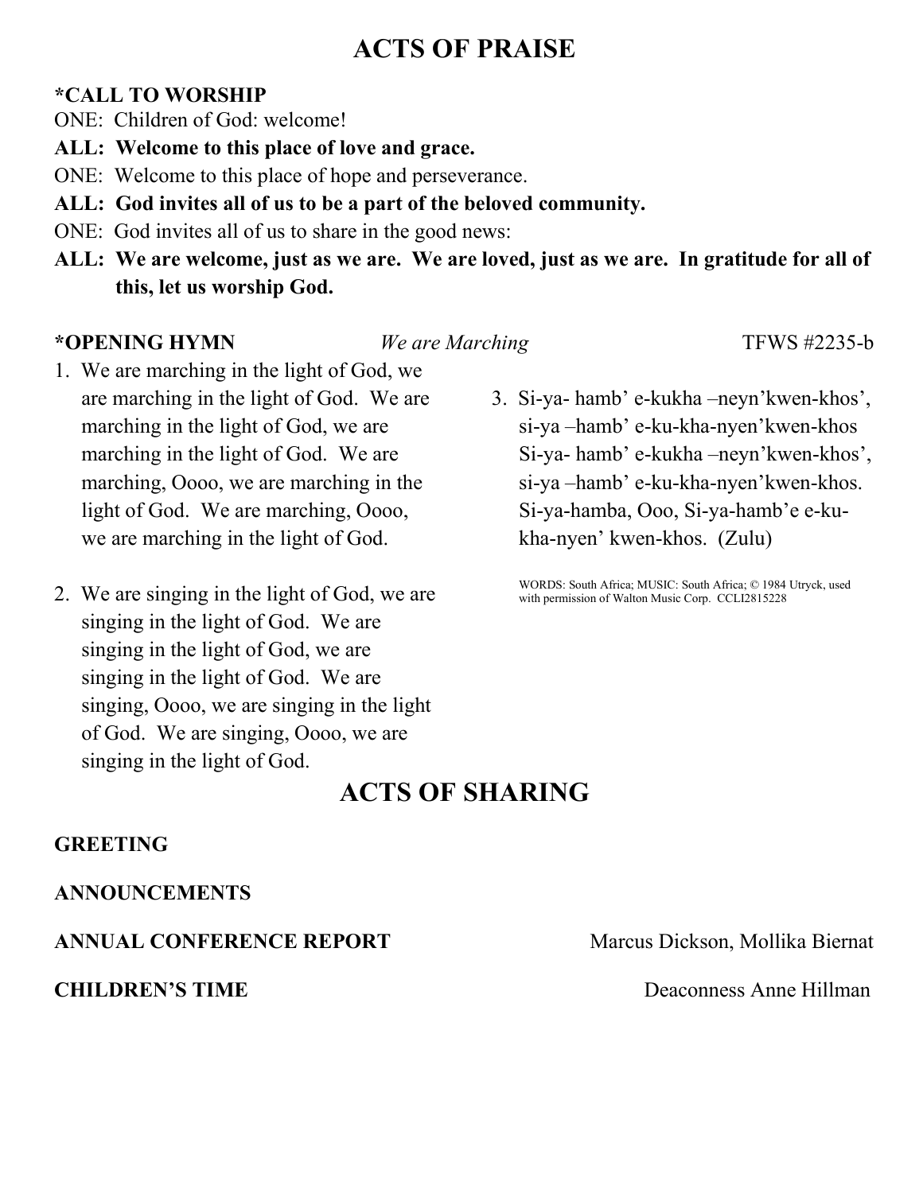# ACTS OF PRAISE

**\*CALL TO WORSHIP**

ONE: Children of God: welcome!

**ALL: Welcome to this place of love and grace.**

ONE: Welcome to this place of hope and perseverance.

**ALL: God invites all of us to be a part of the beloved community.**

ONE: God invites all of us to share in the good news:

**ALL: We are welcome, just as we are. We are loved, just as we are. In gratitude for all of this, let us worship God.**

**\*OPENING HYMN** *We are Marching* TFWS #2235-b

1. We are marching in the light of God, we are marching in the light of God. We are marching in the light of God, we are marching in the light of God. We are marching, Oooo, we are marching in the light of God. We are marching, Oooo, we are marching in the light of God.

2. We are singing in the light of God, we are singing in the light of God. We are singing in the light of God, we are singing in the light of God. We are singing, Oooo, we are singing in the light of God. We are singing, Oooo, we are singing in the light of God.

3. Si-ya- hamb' e-kukha –neyn'kwen-khos', si-ya –hamb' e-ku-kha-nyen'kwen-khos Si-ya- hamb' e-kukha –neyn'kwen-khos', si-ya –hamb' e-ku-kha-nyen'kwen-khos. Si-ya-hamba, Ooo, Si-ya-hamb'e e-ku-kha-nyen' kwen-khos. (Zulu)

WORDS: South Africa; MUSIC: South Africa; © 1984 Utryck, used with permission of Walton Music Corp. CCLI2815228

# ACTS OF SHARING

**GREETING**

**ANNOUNCEMENTS**

**ANNUAL CONFERENCE REPORT** Marcus Dickson, Mollika Biernat

**CHILDREN'S TIME** Deaconness Anne Hillman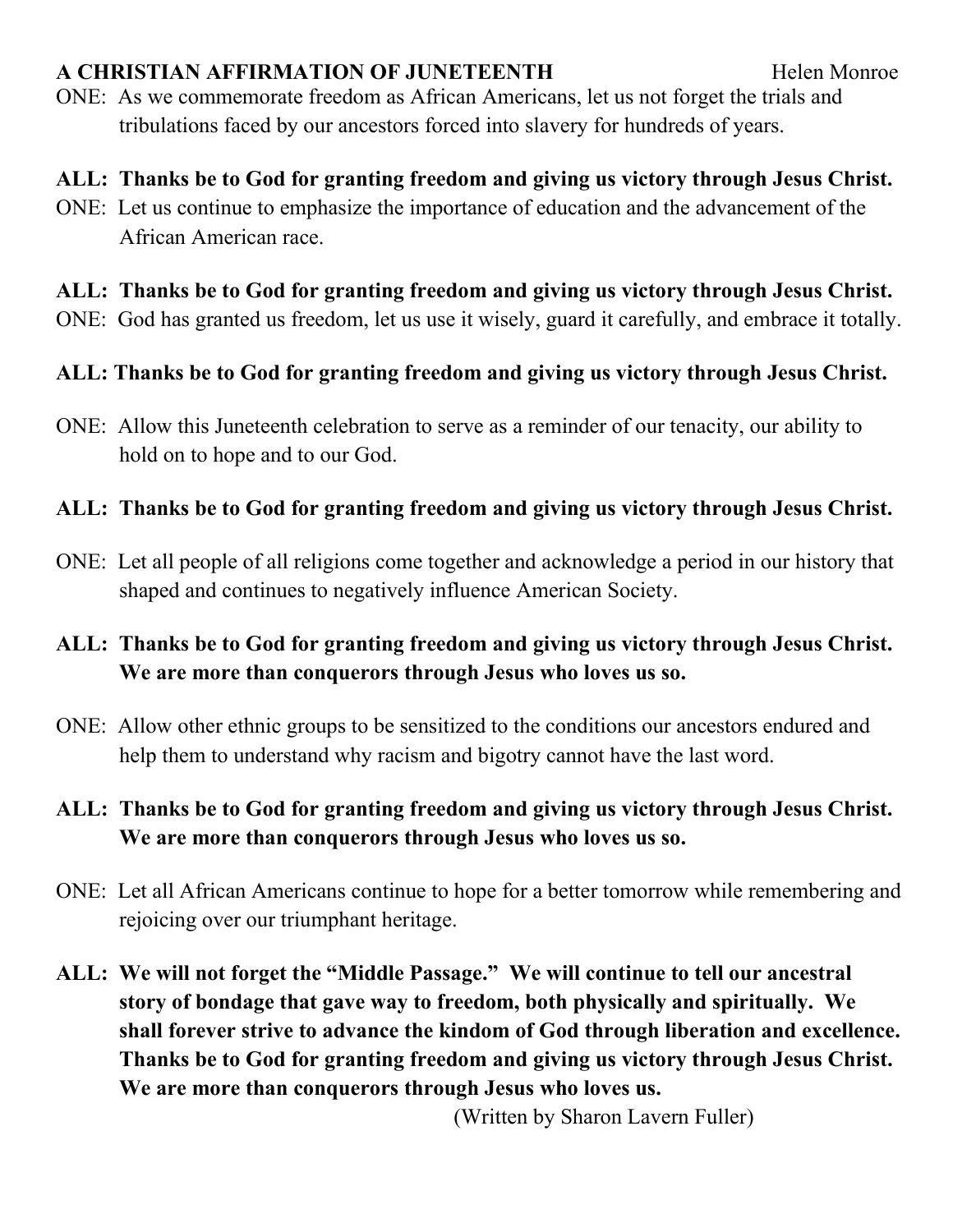**A CHRISTIAN AFFIRMATION OF JUNETEENTH** Helen Monroe

ONE: As we commemorate freedom as African Americans, let us not forget the trials and tribulations faced by our ancestors forced into slavery for hundreds of years.

**ALL: Thanks be to God for granting freedom and giving us victory through Jesus Christ.**

ONE: Let us continue to emphasize the importance of education and the advancement of the African American race.

**ALL: Thanks be to God for granting freedom and giving us victory through Jesus Christ.**

ONE: God has granted us freedom, let us use it wisely, guard it carefully, and embrace it totally.

**ALL: Thanks be to God for granting freedom and giving us victory through Jesus Christ.**

ONE: Allow this Juneteenth celebration to serve as a reminder of our tenacity, our ability to hold on to hope and to our God.

**ALL: Thanks be to God for granting freedom and giving us victory through Jesus Christ.**

ONE: Let all people of all religions come together and acknowledge a period in our history that shaped and continues to negatively influence American Society.

**ALL: Thanks be to God for granting freedom and giving us victory through Jesus Christ. We are more than conquerors through Jesus who loves us so.**

ONE: Allow other ethnic groups to be sensitized to the conditions our ancestors endured and help them to understand why racism and bigotry cannot have the last word.

**ALL: Thanks be to God for granting freedom and giving us victory through Jesus Christ. We are more than conquerors through Jesus who loves us so.**

ONE: Let all African Americans continue to hope for a better tomorrow while remembering and rejoicing over our triumphant heritage.

**ALL: We will not forget the "Middle Passage." We will continue to tell our ancestral story of bondage that gave way to freedom, both physically and spiritually. We shall forever strive to advance the kindom of God through liberation and excellence. Thanks be to God for granting freedom and giving us victory through Jesus Christ. We are more than conquerors through Jesus who loves us.**

(Written by Sharon Lavern Fuller)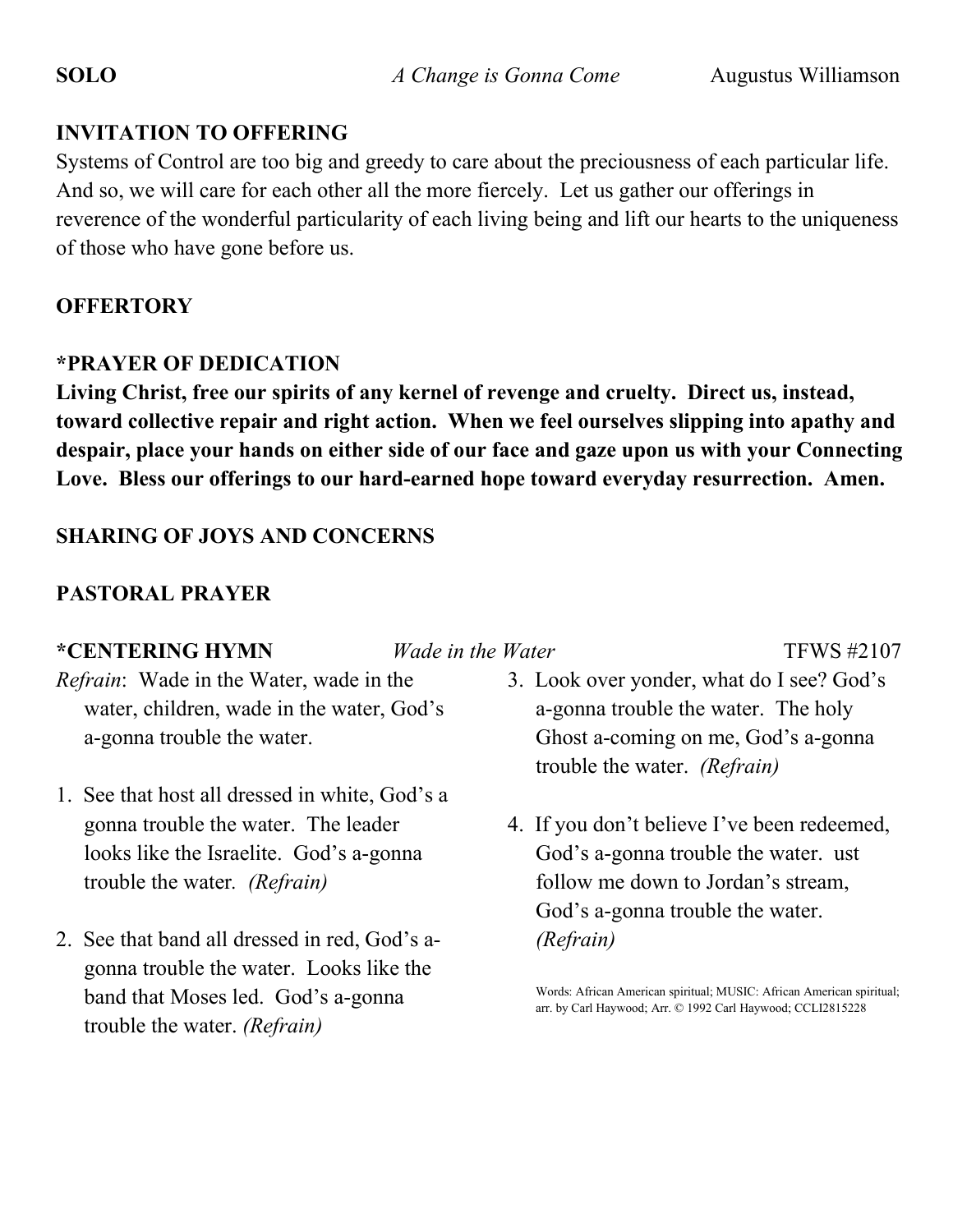**SOLO** *A Change is Gonna Come* Augustus Williamson

**INVITATION TO OFFERING**

Systems of Control are too big and greedy to care about the preciousness of each particular life. And so, we will care for each other all the more fiercely. Let us gather our offerings in reverence of the wonderful particularity of each living being and lift our hearts to the uniqueness of those who have gone before us.

**OFFERTORY**

***PRAYER OF DEDICATION**

**Living Christ, free our spirits of any kernel of revenge and cruelty. Direct us, instead, toward collective repair and right action. When we feel ourselves slipping into apathy and despair, place your hands on either side of our face and gaze upon us with your Connecting Love. Bless our offerings to our hard-earned hope toward everyday resurrection. Amen.**

**SHARING OF JOYS AND CONCERNS**

**PASTORAL PRAYER**

***CENTERING HYMN** *Wade in the Water* TFWS #2107

*Refrain*: Wade in the Water, wade in the water, children, wade in the water, God's a-gonna trouble the water.

1. See that host all dressed in white, God's a gonna trouble the water. The leader looks like the Israelite. God's a-gonna trouble the water. *(Refrain)*

2. See that band all dressed in red, God's a-gonna trouble the water. Looks like the band that Moses led. God's a-gonna trouble the water. *(Refrain)*

3. Look over yonder, what do I see? God's a-gonna trouble the water. The holy Ghost a-coming on me, God's a-gonna trouble the water. *(Refrain)*

4. If you don't believe I've been redeemed, God's a-gonna trouble the water. ust follow me down to Jordan's stream, God's a-gonna trouble the water. *(Refrain)*

Words: African American spiritual; MUSIC: African American spiritual; arr. by Carl Haywood; Arr. © 1992 Carl Haywood; CCLI2815228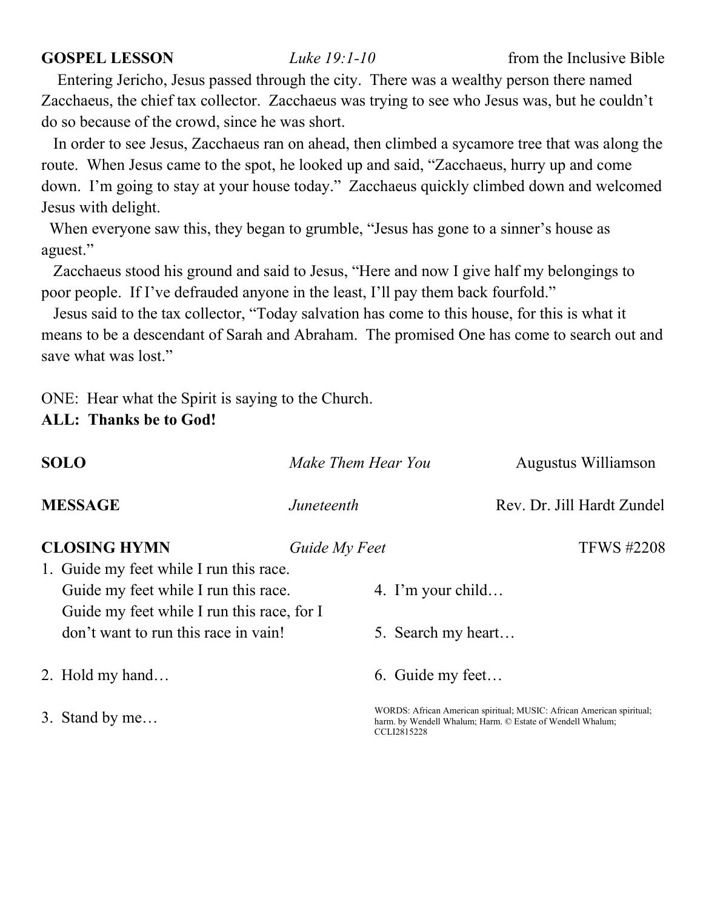**GOSPEL LESSON** *Luke 19:1-10* from the Inclusive Bible

Entering Jericho, Jesus passed through the city. There was a wealthy person there named Zacchaeus, the chief tax collector. Zacchaeus was trying to see who Jesus was, but he couldn't do so because of the crowd, since he was short.

In order to see Jesus, Zacchaeus ran on ahead, then climbed a sycamore tree that was along the route. When Jesus came to the spot, he looked up and said, "Zacchaeus, hurry up and come down. I'm going to stay at your house today." Zacchaeus quickly climbed down and welcomed Jesus with delight.

When everyone saw this, they began to grumble, "Jesus has gone to a sinner's house as aguest."

Zacchaeus stood his ground and said to Jesus, "Here and now I give half my belongings to poor people. If I've defrauded anyone in the least, I'll pay them back fourfold."

Jesus said to the tax collector, "Today salvation has come to this house, for this is what it means to be a descendant of Sarah and Abraham. The promised One has come to search out and save what was lost."

ONE: Hear what the Spirit is saying to the Church.
**ALL: Thanks be to God!**

**SOLO** *Make Them Hear You* Augustus Williamson

**MESSAGE** *Juneteenth* Rev. Dr. Jill Hardt Zundel

**CLOSING HYMN** *Guide My Feet* TFWS #2208

1. Guide my feet while I run this race.
   Guide my feet while I run this race.
   Guide my feet while I run this race, for I
   don't want to run this race in vain!
2. Hold my hand…
3. Stand by me…
4. I'm your child…
5. Search my heart…
6. Guide my feet…

WORDS: African American spiritual; MUSIC: African American spiritual; harm. by Wendell Whalum; Harm. © Estate of Wendell Whalum; CCLI2815228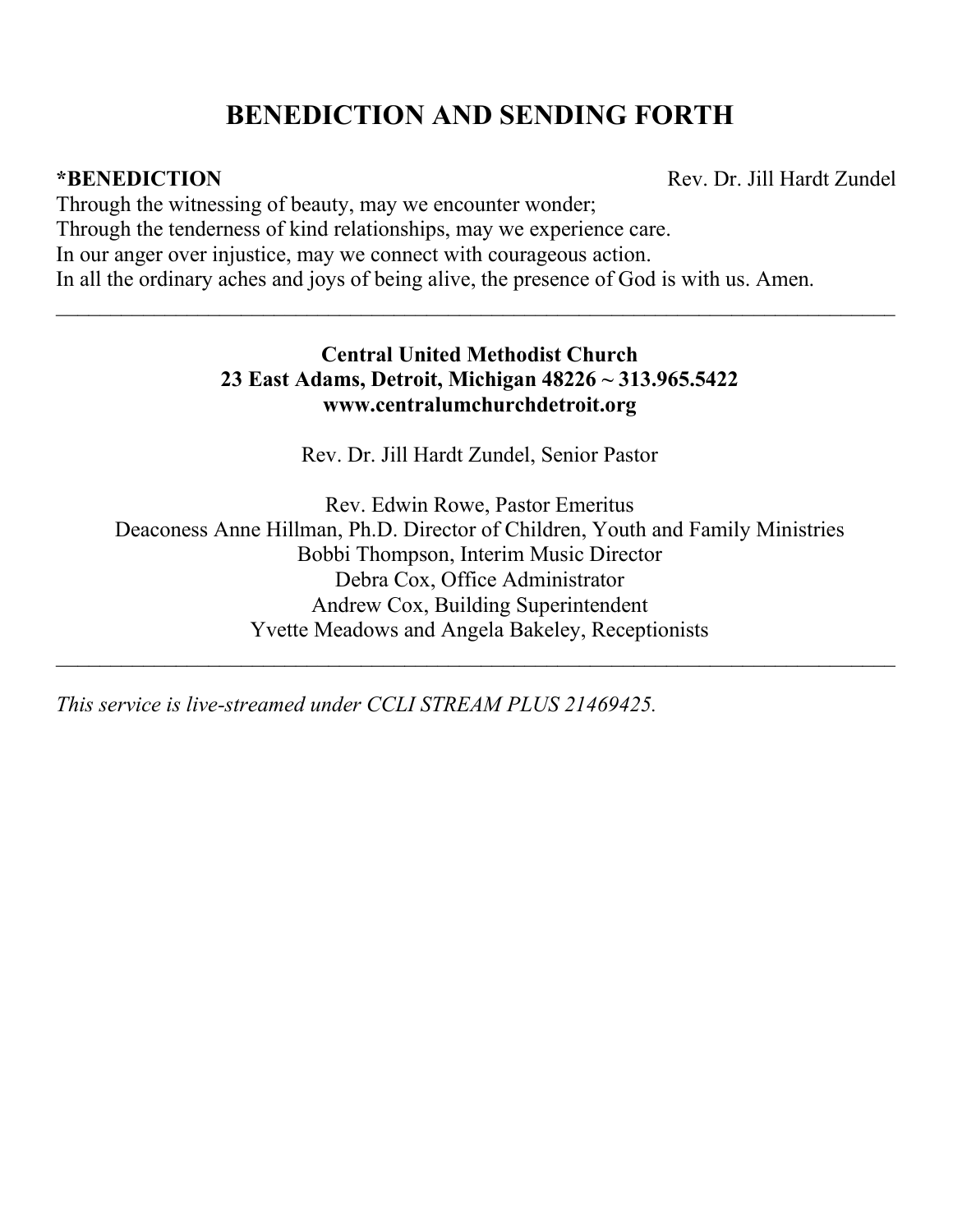# BENEDICTION AND SENDING FORTH

**\*BENEDICTION** Rev. Dr. Jill Hardt Zundel

Through the witnessing of beauty, may we encounter wonder;
Through the tenderness of kind relationships, may we experience care.
In our anger over injustice, may we connect with courageous action.
In all the ordinary aches and joys of being alive, the presence of God is with us. Amen.

---

**Central United Methodist Church**
**23 East Adams, Detroit, Michigan 48226 ~ 313.965.5422**
**www.centralumchurchdetroit.org**

Rev. Dr. Jill Hardt Zundel, Senior Pastor

Rev. Edwin Rowe, Pastor Emeritus
Deaconess Anne Hillman, Ph.D. Director of Children, Youth and Family Ministries
Bobbi Thompson, Interim Music Director
Debra Cox, Office Administrator
Andrew Cox, Building Superintendent
Yvette Meadows and Angela Bakeley, Receptionists

---

*This service is live-streamed under CCLI STREAM PLUS 21469425.*